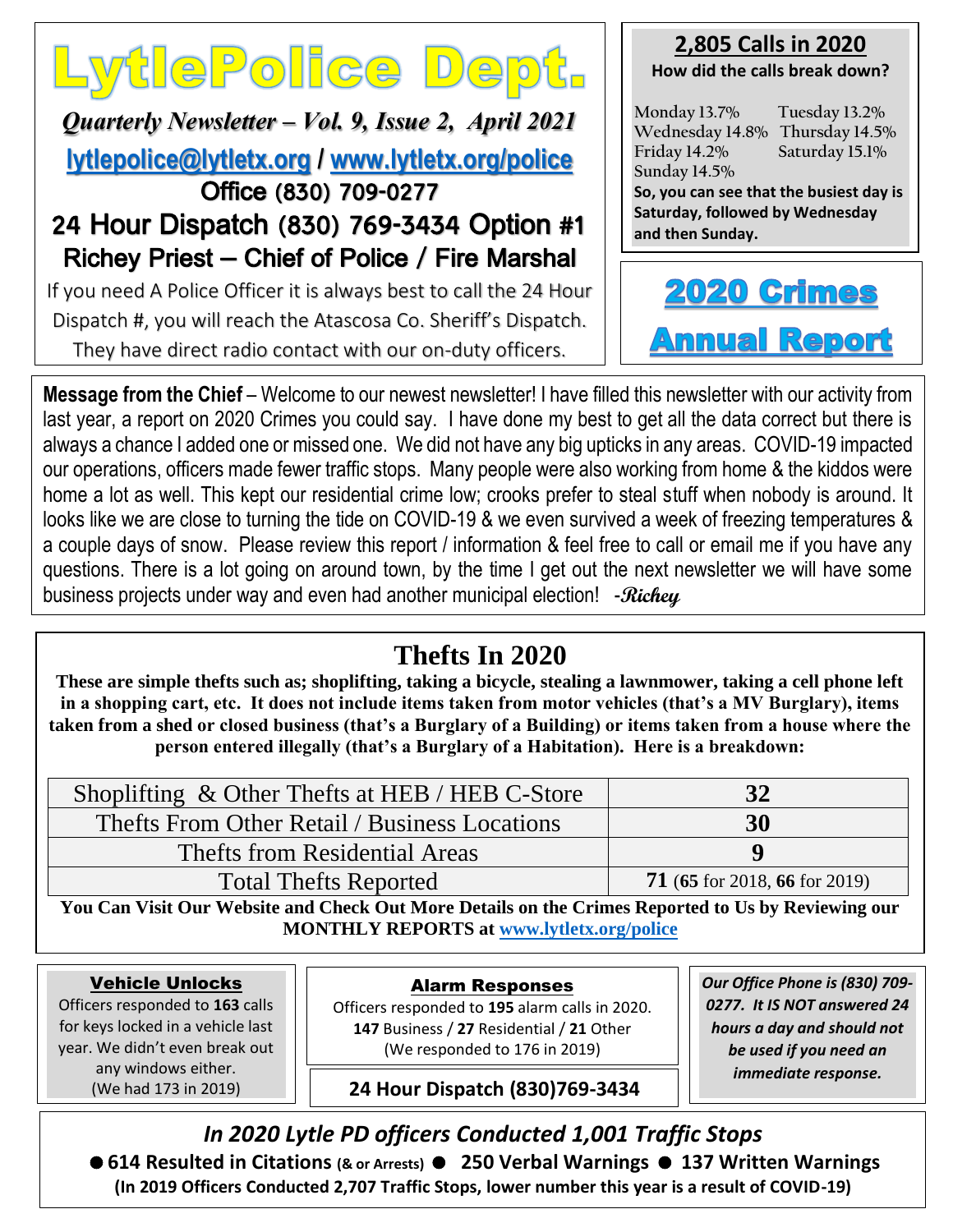# LytlePolice Dept.

***Quarterly Newsletter – Vol. 9, Issue 2, April 2021***

lytlepolice@lytletx.org / www.lytletx.org/police

Office (830) 709-0277

24 Hour Dispatch (830) 769-3434 Option #1

Richey Priest – Chief of Police / Fire Marshal

If you need A Police Officer it is always best to call the 24 Hour Dispatch #, you will reach the Atascosa Co. Sheriff's Dispatch. They have direct radio contact with our on-duty officers.

## 2,805 Calls in 2020

**How did the calls break down?**

Monday 13.7% Tuesday 13.2%
Wednesday 14.8% Thursday 14.5%
Friday 14.2% Saturday 15.1%
Sunday 14.5%

**So, you can see that the busiest day is Saturday, followed by Wednesday and then Sunday.**

## 2020 Crimes Annual Report

**Message from the Chief** – Welcome to our newest newsletter! I have filled this newsletter with our activity from last year, a report on 2020 Crimes you could say. I have done my best to get all the data correct but there is always a chance I added one or missed one. We did not have any big upticks in any areas. COVID-19 impacted our operations, officers made fewer traffic stops. Many people were also working from home & the kiddos were home a lot as well. This kept our residential crime low; crooks prefer to steal stuff when nobody is around. It looks like we are close to turning the tide on COVID-19 & we even survived a week of freezing temperatures & a couple days of snow. Please review this report / information & feel free to call or email me if you have any questions. There is a lot going on around town, by the time I get out the next newsletter we will have some business projects under way and even had another municipal election! -***Richey***

## Thefts In 2020

**These are simple thefts such as; shoplifting, taking a bicycle, stealing a lawnmower, taking a cell phone left in a shopping cart, etc. It does not include items taken from motor vehicles (that's a MV Burglary), items taken from a shed or closed business (that's a Burglary of a Building) or items taken from a house where the person entered illegally (that's a Burglary of a Habitation). Here is a breakdown:**

| Category | Count |
|---|---|
| Shoplifting & Other Thefts at HEB / HEB C-Store | **32** |
| Thefts From Other Retail / Business Locations | **30** |
| Thefts from Residential Areas | **9** |
| Total Thefts Reported | **71** (**65** for 2018, **66** for 2019) |

**You Can Visit Our Website and Check Out More Details on the Crimes Reported to Us by Reviewing our MONTHLY REPORTS at www.lytletx.org/police**

### Vehicle Unlocks

Officers responded to **163** calls for keys locked in a vehicle last year. We didn't even break out any windows either. (We had 173 in 2019)

### Alarm Responses

Officers responded to **195** alarm calls in 2020. **147** Business / **27** Residential / **21** Other (We responded to 176 in 2019)

**24 Hour Dispatch (830)769-3434**

***Our Office Phone is (830) 709-0277. It IS NOT answered 24 hours a day and should not be used if you need an immediate response.***

### *In 2020 Lytle PD officers Conducted 1,001 Traffic Stops*

● **614 Resulted in Citations** (**& or Arrests**) ● **250 Verbal Warnings** ● **137 Written Warnings**

**(In 2019 Officers Conducted 2,707 Traffic Stops, lower number this year is a result of COVID-19)**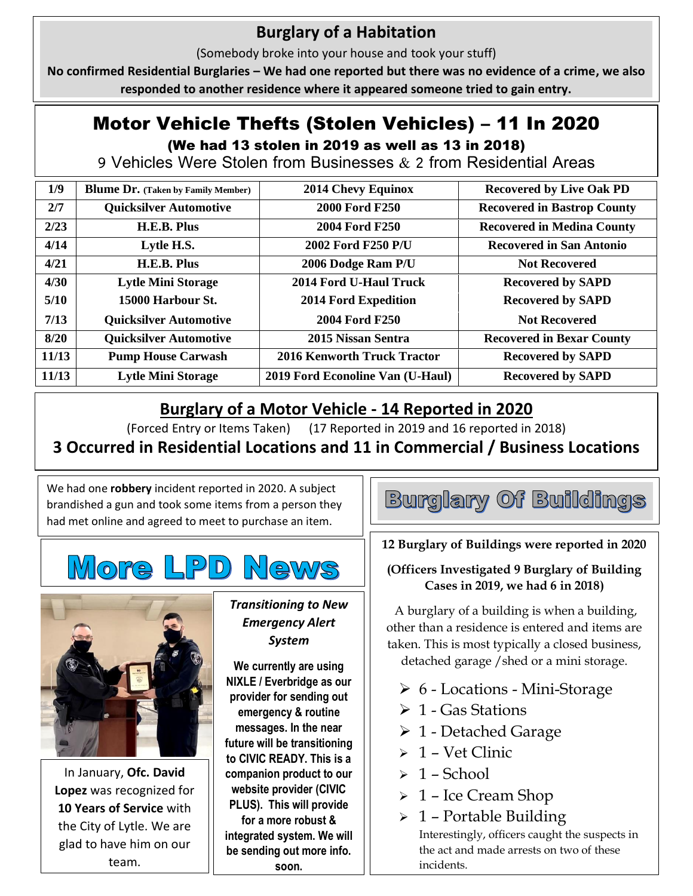## Burglary of a Habitation

(Somebody broke into your house and took your stuff)

**No confirmed Residential Burglaries – We had one reported but there was no evidence of a crime, we also responded to another residence where it appeared someone tried to gain entry.**

## Motor Vehicle Thefts (Stolen Vehicles) – 11 In 2020

**(We had 13 stolen in 2019 as well as 13 in 2018)**

9 Vehicles Were Stolen from Businesses & 2 from Residential Areas

| | | | |
|---|---|---|---|
| **1/9** | **Blume Dr.** (Taken by Family Member) | **2014 Chevy Equinox** | **Recovered by Live Oak PD** |
| **2/7** | **Quicksilver Automotive** | **2000 Ford F250** | **Recovered in Bastrop County** |
| **2/23** | **H.E.B. Plus** | **2004 Ford F250** | **Recovered in Medina County** |
| **4/14** | **Lytle H.S.** | **2002 Ford F250 P/U** | **Recovered in San Antonio** |
| **4/21** | **H.E.B. Plus** | **2006 Dodge Ram P/U** | **Not Recovered** |
| **4/30** | **Lytle Mini Storage** | **2014 Ford U-Haul Truck** | **Recovered by SAPD** |
| **5/10** | **15000 Harbour St.** | **2014 Ford Expedition** | **Recovered by SAPD** |
| **7/13** | **Quicksilver Automotive** | **2004 Ford F250** | **Not Recovered** |
| **8/20** | **Quicksilver Automotive** | **2015 Nissan Sentra** | **Recovered in Bexar County** |
| **11/13** | **Pump House Carwash** | **2016 Kenworth Truck Tractor** | **Recovered by SAPD** |
| **11/13** | **Lytle Mini Storage** | **2019 Ford Econoline Van (U-Haul)** | **Recovered by SAPD** |

## Burglary of a Motor Vehicle - 14 Reported in 2020

(Forced Entry or Items Taken) (17 Reported in 2019 and 16 reported in 2018)

**3 Occurred in Residential Locations and 11 in Commercial / Business Locations**

We had one **robbery** incident reported in 2020. A subject brandished a gun and took some items from a person they had met online and agreed to meet to purchase an item.

## More LPD News

In January, **Ofc. David Lopez** was recognized for **10 Years of Service** with the City of Lytle. We are glad to have him on our team.

***Transitioning to New Emergency Alert System***

**We currently are using NIXLE / Everbridge as our provider for sending out emergency & routine messages. In the near future will be transitioning to CIVIC READY. This is a companion product to our website provider (CIVIC PLUS). This will provide for a more robust & integrated system. We will be sending out more info. soon.**

## Burglary Of Buildings

**12 Burglary of Buildings were reported in 2020**

**(Officers Investigated 9 Burglary of Building Cases in 2019, we had 6 in 2018)**

A burglary of a building is when a building, other than a residence is entered and items are taken. This is most typically a closed business, detached garage /shed or a mini storage.

- 6 - Locations - Mini-Storage
- 1 - Gas Stations
- 1 - Detached Garage
- 1 – Vet Clinic
- 1 – School
- 1 – Ice Cream Shop
- 1 – Portable Building

Interestingly, officers caught the suspects in the act and made arrests on two of these incidents.